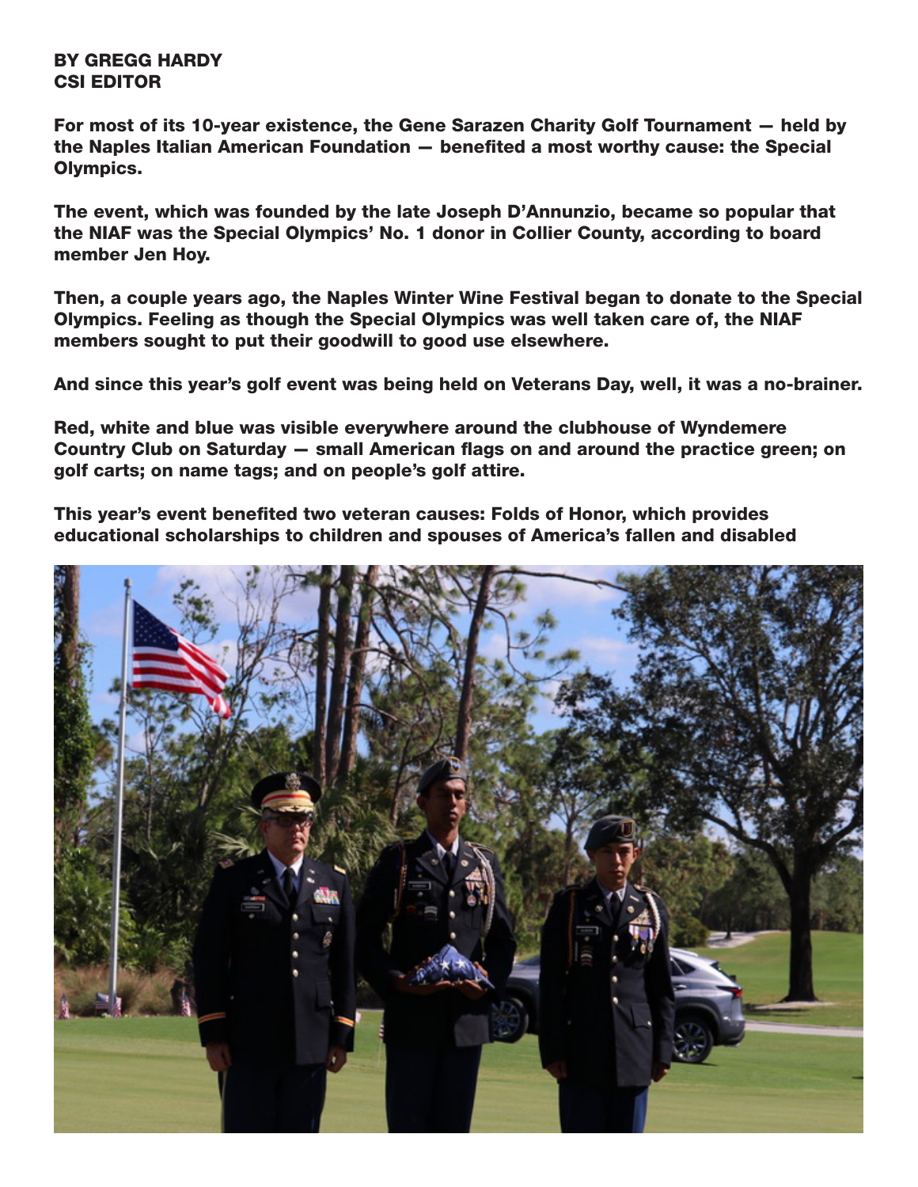**BY GREGG HARDY**
**CSI EDITOR**

**For most of its 10-year existence, the Gene Sarazen Charity Golf Tournament — held by the Naples Italian American Foundation — benefited a most worthy cause: the Special Olympics.**

**The event, which was founded by the late Joseph D'Annunzio, became so popular that the NIAF was the Special Olympics' No. 1 donor in Collier County, according to board member Jen Hoy.**

**Then, a couple years ago, the Naples Winter Wine Festival began to donate to the Special Olympics. Feeling as though the Special Olympics was well taken care of, the NIAF members sought to put their goodwill to good use elsewhere.**

**And since this year's golf event was being held on Veterans Day, well, it was a no-brainer.**

**Red, white and blue was visible everywhere around the clubhouse of Wyndemere Country Club on Saturday — small American flags on and around the practice green; on golf carts; on name tags; and on people's golf attire.**

**This year's event benefited two veteran causes: Folds of Honor, which provides educational scholarships to children and spouses of America's fallen and disabled**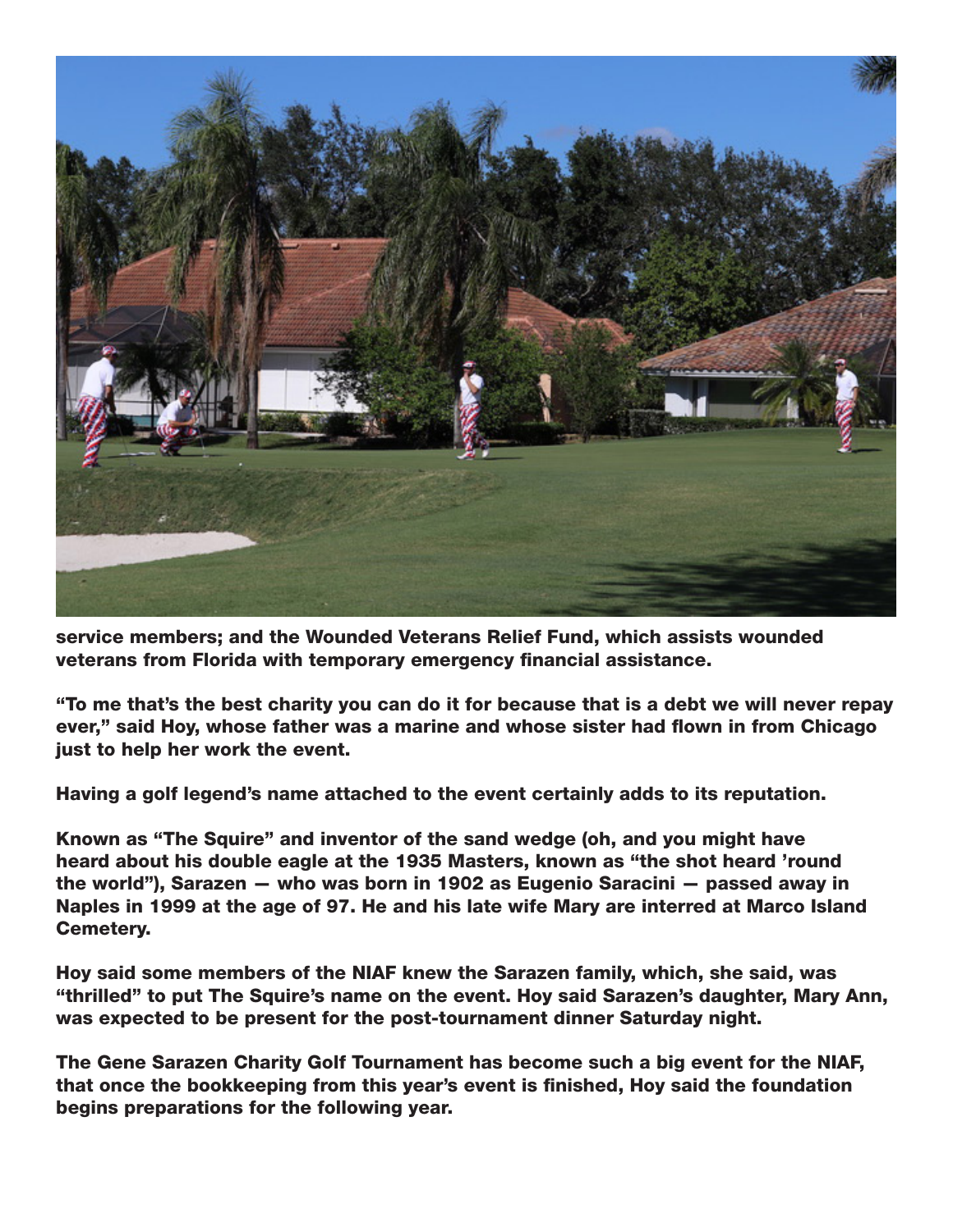**service members; and the Wounded Veterans Relief Fund, which assists wounded veterans from Florida with temporary emergency financial assistance.**

**"To me that's the best charity you can do it for because that is a debt we will never repay ever," said Hoy, whose father was a marine and whose sister had flown in from Chicago just to help her work the event.**

**Having a golf legend's name attached to the event certainly adds to its reputation.**

**Known as "The Squire" and inventor of the sand wedge (oh, and you might have heard about his double eagle at the 1935 Masters, known as "the shot heard 'round the world"), Sarazen — who was born in 1902 as Eugenio Saracini — passed away in Naples in 1999 at the age of 97. He and his late wife Mary are interred at Marco Island Cemetery.**

**Hoy said some members of the NIAF knew the Sarazen family, which, she said, was "thrilled" to put The Squire's name on the event. Hoy said Sarazen's daughter, Mary Ann, was expected to be present for the post-tournament dinner Saturday night.**

**The Gene Sarazen Charity Golf Tournament has become such a big event for the NIAF, that once the bookkeeping from this year's event is finished, Hoy said the foundation begins preparations for the following year.**